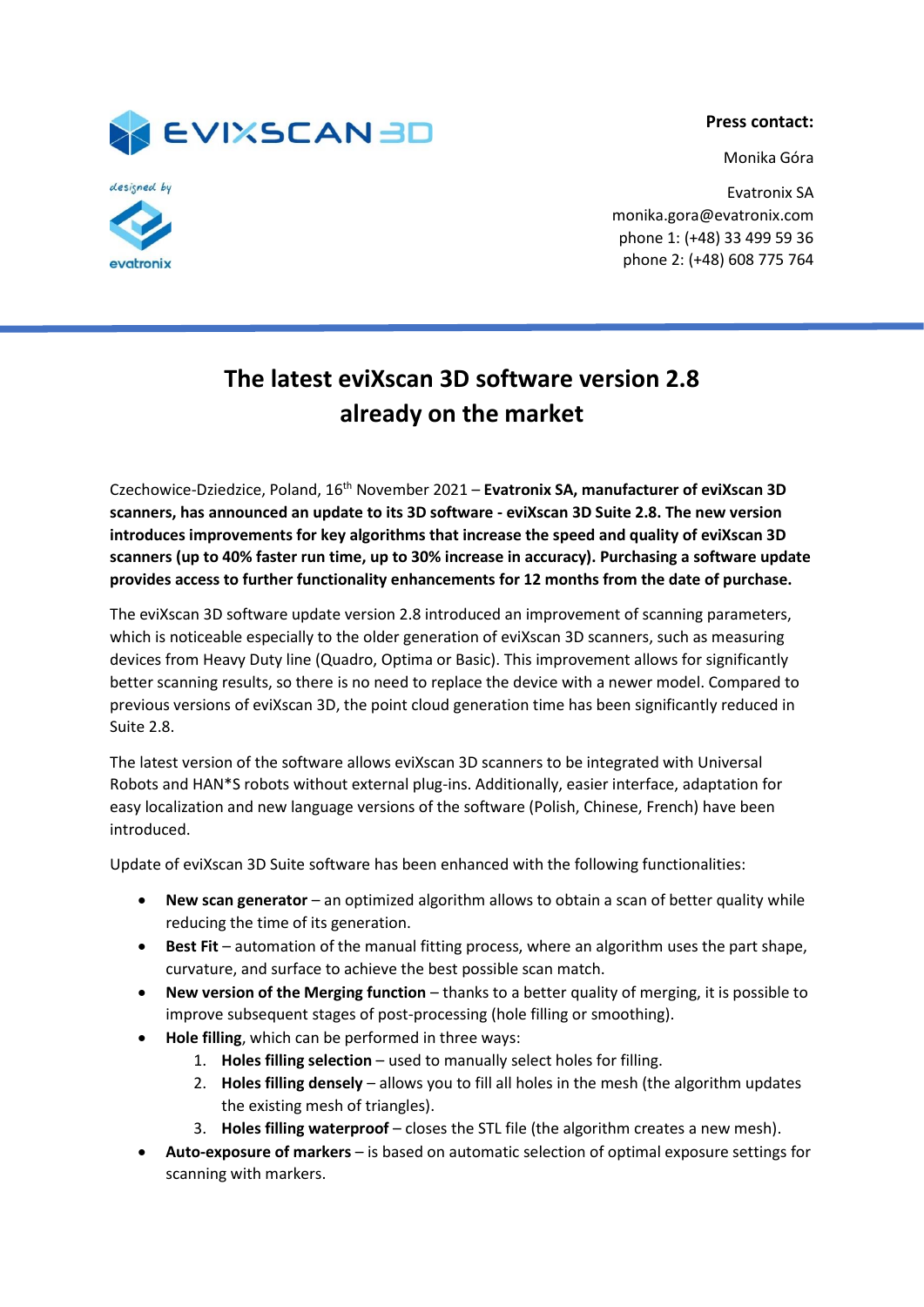**Press contact:**

Monika Góra

Evatronix SA
monika.gora@evatronix.com
phone 1: (+48) 33 499 59 36
phone 2: (+48) 608 775 764

# The latest eviXscan 3D software version 2.8 already on the market

Czechowice-Dziedzice, Poland, 16th November 2021 – **Evatronix SA, manufacturer of eviXscan 3D scanners, has announced an update to its 3D software - eviXscan 3D Suite 2.8. The new version introduces improvements for key algorithms that increase the speed and quality of eviXscan 3D scanners (up to 40% faster run time, up to 30% increase in accuracy). Purchasing a software update provides access to further functionality enhancements for 12 months from the date of purchase.**

The eviXscan 3D software update version 2.8 introduced an improvement of scanning parameters, which is noticeable especially to the older generation of eviXscan 3D scanners, such as measuring devices from Heavy Duty line (Quadro, Optima or Basic). This improvement allows for significantly better scanning results, so there is no need to replace the device with a newer model. Compared to previous versions of eviXscan 3D, the point cloud generation time has been significantly reduced in Suite 2.8.

The latest version of the software allows eviXscan 3D scanners to be integrated with Universal Robots and HAN*S robots without external plug-ins. Additionally, easier interface, adaptation for easy localization and new language versions of the software (Polish, Chinese, French) have been introduced.

Update of eviXscan 3D Suite software has been enhanced with the following functionalities:

- **New scan generator** – an optimized algorithm allows to obtain a scan of better quality while reducing the time of its generation.
- **Best Fit** – automation of the manual fitting process, where an algorithm uses the part shape, curvature, and surface to achieve the best possible scan match.
- **New version of the Merging function** – thanks to a better quality of merging, it is possible to improve subsequent stages of post-processing (hole filling or smoothing).
- **Hole filling**, which can be performed in three ways:
  1. **Holes filling selection** – used to manually select holes for filling.
  2. **Holes filling densely** – allows you to fill all holes in the mesh (the algorithm updates the existing mesh of triangles).
  3. **Holes filling waterproof** – closes the STL file (the algorithm creates a new mesh).
- **Auto-exposure of markers** – is based on automatic selection of optimal exposure settings for scanning with markers.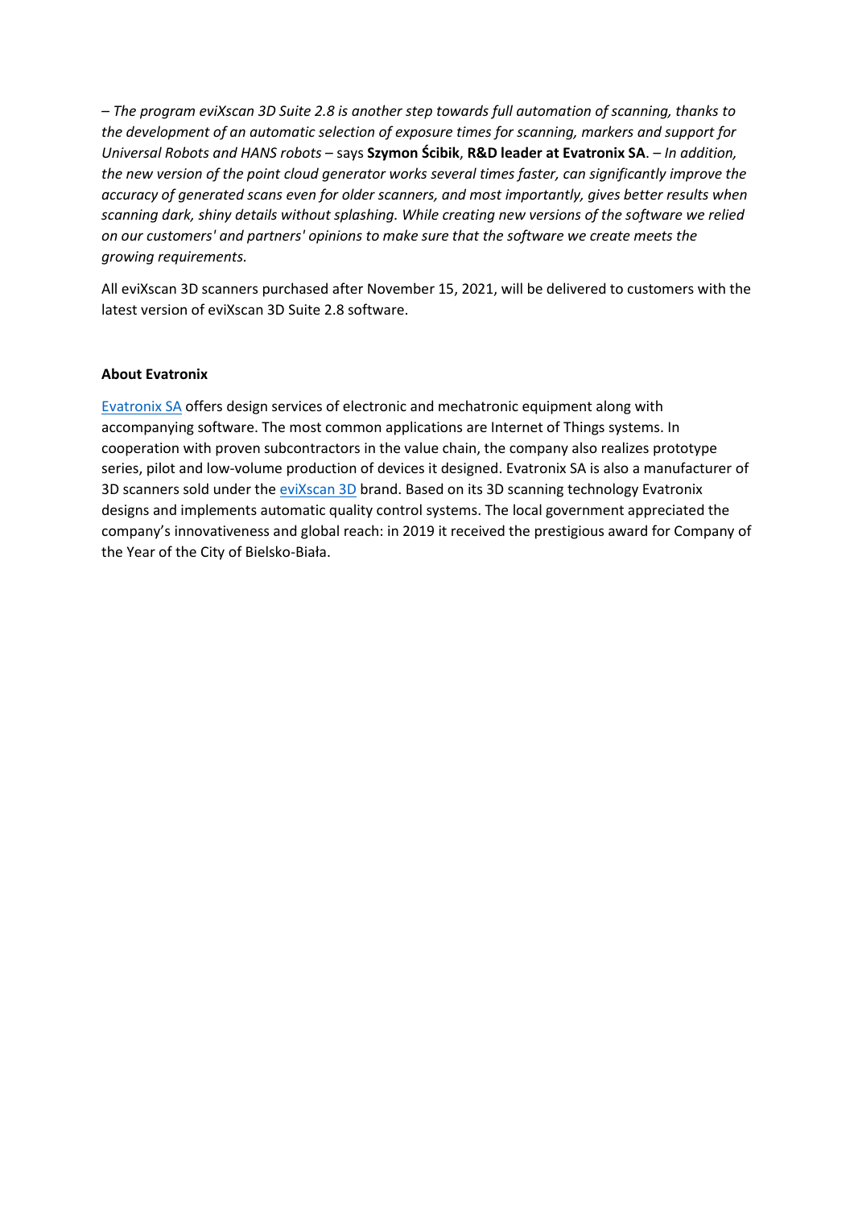– *The program eviXscan 3D Suite 2.8 is another step towards full automation of scanning, thanks to the development of an automatic selection of exposure times for scanning, markers and support for Universal Robots and HANS robots* – says **Szymon Ścibik**, **R&D leader at Evatronix SA**. – *In addition, the new version of the point cloud generator works several times faster, can significantly improve the accuracy of generated scans even for older scanners, and most importantly, gives better results when scanning dark, shiny details without splashing. While creating new versions of the software we relied on our customers' and partners' opinions to make sure that the software we create meets the growing requirements.*

All eviXscan 3D scanners purchased after November 15, 2021, will be delivered to customers with the latest version of eviXscan 3D Suite 2.8 software.

**About Evatronix**

Evatronix SA offers design services of electronic and mechatronic equipment along with accompanying software. The most common applications are Internet of Things systems. In cooperation with proven subcontractors in the value chain, the company also realizes prototype series, pilot and low-volume production of devices it designed. Evatronix SA is also a manufacturer of 3D scanners sold under the eviXscan 3D brand. Based on its 3D scanning technology Evatronix designs and implements automatic quality control systems. The local government appreciated the company's innovativeness and global reach: in 2019 it received the prestigious award for Company of the Year of the City of Bielsko-Biała.